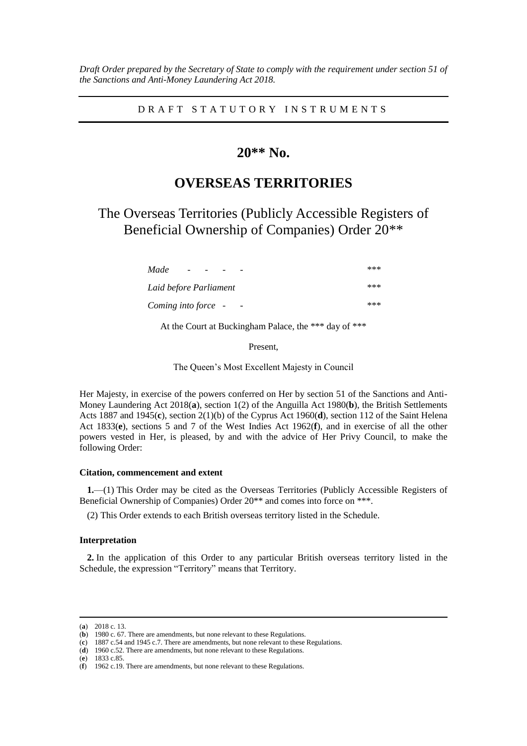*Draft Order prepared by the Secretary of State to comply with the requirement under section 51 of the Sanctions and Anti-Money Laundering Act 2018.*

DRAFT STATUTORY INSTRUMENTS

# 20** No.

# OVERSEAS TERRITORIES

## The Overseas Territories (Publicly Accessible Registers of Beneficial Ownership of Companies) Order 20**

| | |
|---|---|
| *Made* - - - - | *** |
| *Laid before Parliament* | *** |
| *Coming into force* - - | *** |

At the Court at Buckingham Palace, the *** day of ***

Present,

The Queen's Most Excellent Majesty in Council

Her Majesty, in exercise of the powers conferred on Her by section 51 of the Sanctions and Anti-Money Laundering Act 2018(**a**), section 1(2) of the Anguilla Act 1980(**b**), the British Settlements Acts 1887 and 1945(**c**), section 2(1)(b) of the Cyprus Act 1960(**d**), section 112 of the Saint Helena Act 1833(**e**), sections 5 and 7 of the West Indies Act 1962(**f**), and in exercise of all the other powers vested in Her, is pleased, by and with the advice of Her Privy Council, to make the following Order:

**Citation, commencement and extent**

**1.**—(1) This Order may be cited as the Overseas Territories (Publicly Accessible Registers of Beneficial Ownership of Companies) Order 20** and comes into force on ***.

(2) This Order extends to each British overseas territory listed in the Schedule.

**Interpretation**

**2.** In the application of this Order to any particular British overseas territory listed in the Schedule, the expression "Territory" means that Territory.

---

(**a**) 2018 c. 13.
(**b**) 1980 c. 67. There are amendments, but none relevant to these Regulations.
(**c**) 1887 c.54 and 1945 c.7. There are amendments, but none relevant to these Regulations.
(**d**) 1960 c.52. There are amendments, but none relevant to these Regulations.
(**e**) 1833 c.85.
(**f**) 1962 c.19. There are amendments, but none relevant to these Regulations.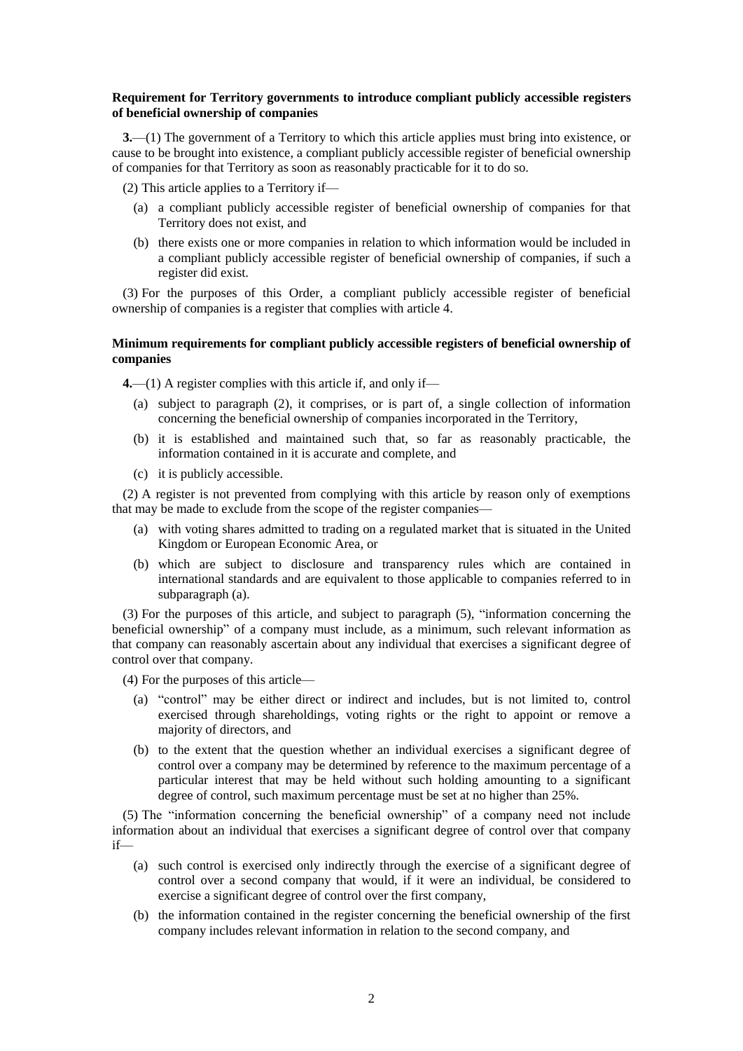**Requirement for Territory governments to introduce compliant publicly accessible registers of beneficial ownership of companies**

**3.**—(1) The government of a Territory to which this article applies must bring into existence, or cause to be brought into existence, a compliant publicly accessible register of beneficial ownership of companies for that Territory as soon as reasonably practicable for it to do so.

(2) This article applies to a Territory if—

- (a) a compliant publicly accessible register of beneficial ownership of companies for that Territory does not exist, and
- (b) there exists one or more companies in relation to which information would be included in a compliant publicly accessible register of beneficial ownership of companies, if such a register did exist.

(3) For the purposes of this Order, a compliant publicly accessible register of beneficial ownership of companies is a register that complies with article 4.

**Minimum requirements for compliant publicly accessible registers of beneficial ownership of companies**

**4.**—(1) A register complies with this article if, and only if—

- (a) subject to paragraph (2), it comprises, or is part of, a single collection of information concerning the beneficial ownership of companies incorporated in the Territory,
- (b) it is established and maintained such that, so far as reasonably practicable, the information contained in it is accurate and complete, and
- (c) it is publicly accessible.

(2) A register is not prevented from complying with this article by reason only of exemptions that may be made to exclude from the scope of the register companies—

- (a) with voting shares admitted to trading on a regulated market that is situated in the United Kingdom or European Economic Area, or
- (b) which are subject to disclosure and transparency rules which are contained in international standards and are equivalent to those applicable to companies referred to in subparagraph (a).

(3) For the purposes of this article, and subject to paragraph (5), "information concerning the beneficial ownership" of a company must include, as a minimum, such relevant information as that company can reasonably ascertain about any individual that exercises a significant degree of control over that company.

(4) For the purposes of this article—

- (a) "control" may be either direct or indirect and includes, but is not limited to, control exercised through shareholdings, voting rights or the right to appoint or remove a majority of directors, and
- (b) to the extent that the question whether an individual exercises a significant degree of control over a company may be determined by reference to the maximum percentage of a particular interest that may be held without such holding amounting to a significant degree of control, such maximum percentage must be set at no higher than 25%.

(5) The "information concerning the beneficial ownership" of a company need not include information about an individual that exercises a significant degree of control over that company if—

- (a) such control is exercised only indirectly through the exercise of a significant degree of control over a second company that would, if it were an individual, be considered to exercise a significant degree of control over the first company,
- (b) the information contained in the register concerning the beneficial ownership of the first company includes relevant information in relation to the second company, and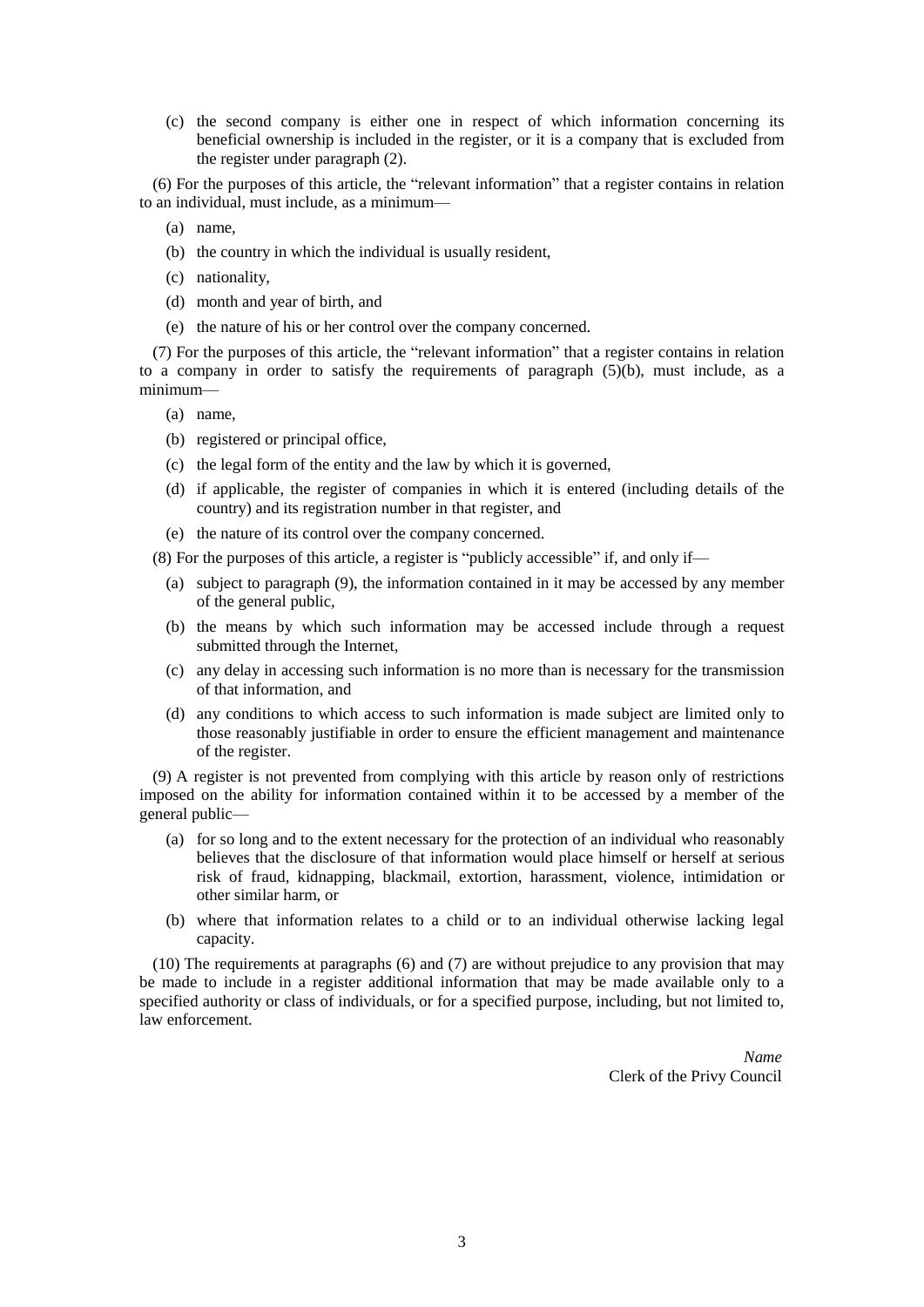(c) the second company is either one in respect of which information concerning its beneficial ownership is included in the register, or it is a company that is excluded from the register under paragraph (2).

(6) For the purposes of this article, the "relevant information" that a register contains in relation to an individual, must include, as a minimum—

(a) name,

(b) the country in which the individual is usually resident,

(c) nationality,

(d) month and year of birth, and

(e) the nature of his or her control over the company concerned.

(7) For the purposes of this article, the "relevant information" that a register contains in relation to a company in order to satisfy the requirements of paragraph (5)(b), must include, as a minimum—

(a) name,

(b) registered or principal office,

(c) the legal form of the entity and the law by which it is governed,

(d) if applicable, the register of companies in which it is entered (including details of the country) and its registration number in that register, and

(e) the nature of its control over the company concerned.

(8) For the purposes of this article, a register is "publicly accessible" if, and only if—

(a) subject to paragraph (9), the information contained in it may be accessed by any member of the general public,

(b) the means by which such information may be accessed include through a request submitted through the Internet,

(c) any delay in accessing such information is no more than is necessary for the transmission of that information, and

(d) any conditions to which access to such information is made subject are limited only to those reasonably justifiable in order to ensure the efficient management and maintenance of the register.

(9) A register is not prevented from complying with this article by reason only of restrictions imposed on the ability for information contained within it to be accessed by a member of the general public—

(a) for so long and to the extent necessary for the protection of an individual who reasonably believes that the disclosure of that information would place himself or herself at serious risk of fraud, kidnapping, blackmail, extortion, harassment, violence, intimidation or other similar harm, or

(b) where that information relates to a child or to an individual otherwise lacking legal capacity.

(10) The requirements at paragraphs (6) and (7) are without prejudice to any provision that may be made to include in a register additional information that may be made available only to a specified authority or class of individuals, or for a specified purpose, including, but not limited to, law enforcement.

*Name*
Clerk of the Privy Council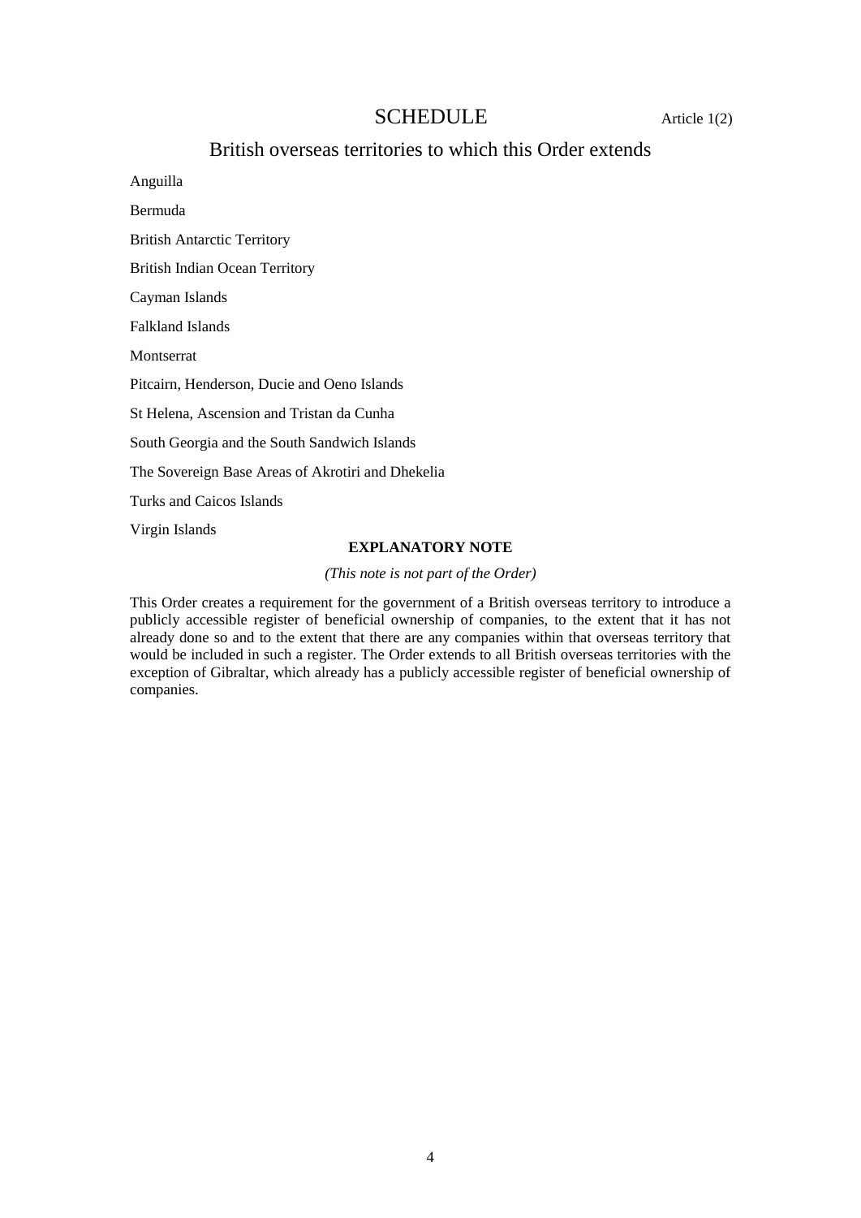# SCHEDULE

Article 1(2)

## British overseas territories to which this Order extends

Anguilla

Bermuda

British Antarctic Territory

British Indian Ocean Territory

Cayman Islands

Falkland Islands

Montserrat

Pitcairn, Henderson, Ducie and Oeno Islands

St Helena, Ascension and Tristan da Cunha

South Georgia and the South Sandwich Islands

The Sovereign Base Areas of Akrotiri and Dhekelia

Turks and Caicos Islands

Virgin Islands

## EXPLANATORY NOTE

*(This note is not part of the Order)*

This Order creates a requirement for the government of a British overseas territory to introduce a publicly accessible register of beneficial ownership of companies, to the extent that it has not already done so and to the extent that there are any companies within that overseas territory that would be included in such a register. The Order extends to all British overseas territories with the exception of Gibraltar, which already has a publicly accessible register of beneficial ownership of companies.